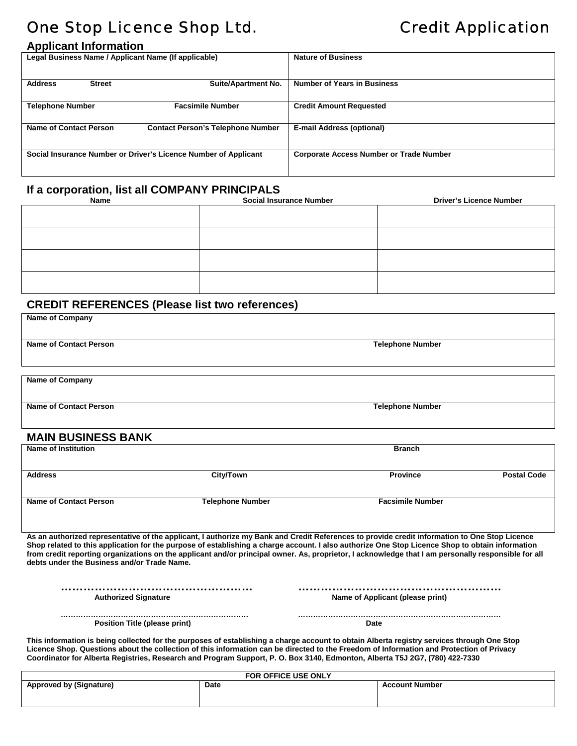# One Stop Licence Shop Ltd. — Credit Application

## Applicant Information

| Legal Business Name / Applicant Name (If applicable) | Nature of Business |
|---|---|
| **Address** Street, Suite/Apartment No. | **Number of Years in Business** |
| **Telephone Number** / **Facsimile Number** | **Credit Amount Requested** |
| **Name of Contact Person** / **Contact Person's Telephone Number** | **E-mail Address (optional)** |
| **Social Insurance Number or Driver's Licence Number of Applicant** | **Corporate Access Number or Trade Number** |

## If a corporation, list all COMPANY PRINCIPALS

| Name | Social Insurance Number | Driver's Licence Number |
|---|---|---|
| | | |
| | | |
| | | |
| | | |

## CREDIT REFERENCES (Please list two references)

| Name of Company | |
|---|---|
| **Name of Contact Person** | **Telephone Number** |

| Name of Company | |
|---|---|
| **Name of Contact Person** | **Telephone Number** |

## MAIN BUSINESS BANK

| Name of Institution | | Branch | |
|---|---|---|---|
| **Address** | **City/Town** | **Province** | **Postal Code** |
| **Name of Contact Person** | **Telephone Number** | **Facsimile Number** | |

**As an authorized representative of the applicant, I authorize my Bank and Credit References to provide credit information to One Stop Licence Shop related to this application for the purpose of establishing a charge account. I also authorize One Stop Licence Shop to obtain information from credit reporting organizations on the applicant and/or principal owner. As, proprietor, I acknowledge that I am personally responsible for all debts under the Business and/or Trade Name.**

……………………………………………
**Authorized Signature**

……………………………………………
**Name of Applicant (please print)**

……………………………………………
**Position Title (please print)**

……………………………………………
**Date**

**This information is being collected for the purposes of establishing a charge account to obtain Alberta registry services through One Stop Licence Shop. Questions about the collection of this information can be directed to the Freedom of Information and Protection of Privacy Coordinator for Alberta Registries, Research and Program Support, P. O. Box 3140, Edmonton, Alberta T5J 2G7, (780) 422-7330**

| FOR OFFICE USE ONLY | | |
|---|---|---|
| **Approved by (Signature)** | **Date** | **Account Number** |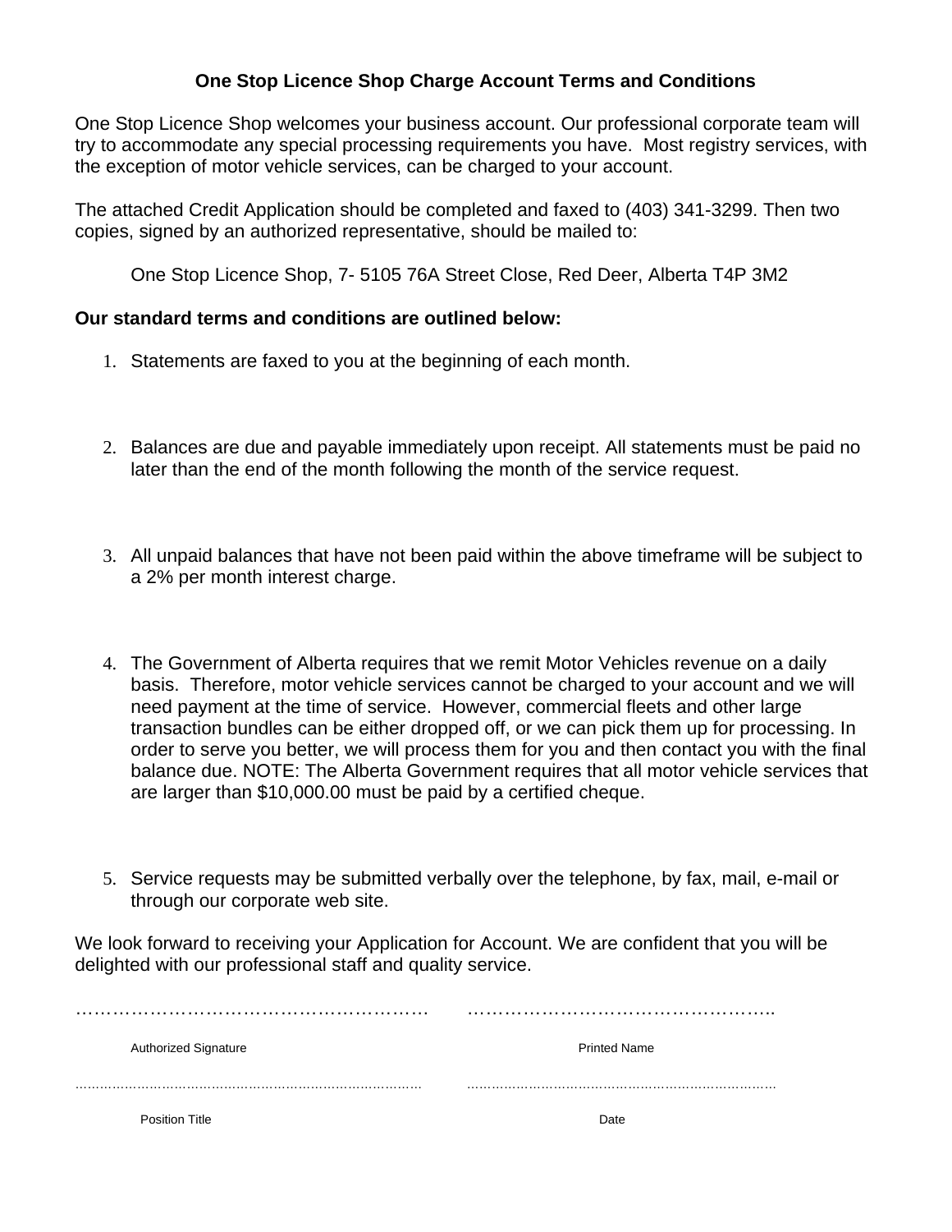# One Stop Licence Shop Charge Account Terms and Conditions

One Stop Licence Shop welcomes your business account. Our professional corporate team will try to accommodate any special processing requirements you have. Most registry services, with the exception of motor vehicle services, can be charged to your account.

The attached Credit Application should be completed and faxed to (403) 341-3299. Then two copies, signed by an authorized representative, should be mailed to:

One Stop Licence Shop, 7- 5105 76A Street Close, Red Deer, Alberta T4P 3M2

**Our standard terms and conditions are outlined below:**

1. Statements are faxed to you at the beginning of each month.

2. Balances are due and payable immediately upon receipt. All statements must be paid no later than the end of the month following the month of the service request.

3. All unpaid balances that have not been paid within the above timeframe will be subject to a 2% per month interest charge.

4. The Government of Alberta requires that we remit Motor Vehicles revenue on a daily basis. Therefore, motor vehicle services cannot be charged to your account and we will need payment at the time of service. However, commercial fleets and other large transaction bundles can be either dropped off, or we can pick them up for processing. In order to serve you better, we will process them for you and then contact you with the final balance due. NOTE: The Alberta Government requires that all motor vehicle services that are larger than $10,000.00 must be paid by a certified cheque.

5. Service requests may be submitted verbally over the telephone, by fax, mail, e-mail or through our corporate web site.

We look forward to receiving your Application for Account. We are confident that you will be delighted with our professional staff and quality service.

………………………………………………… …………………………………………..

Authorized Signature Printed Name

………………………………………………… …………………………………………..

Position Title Date